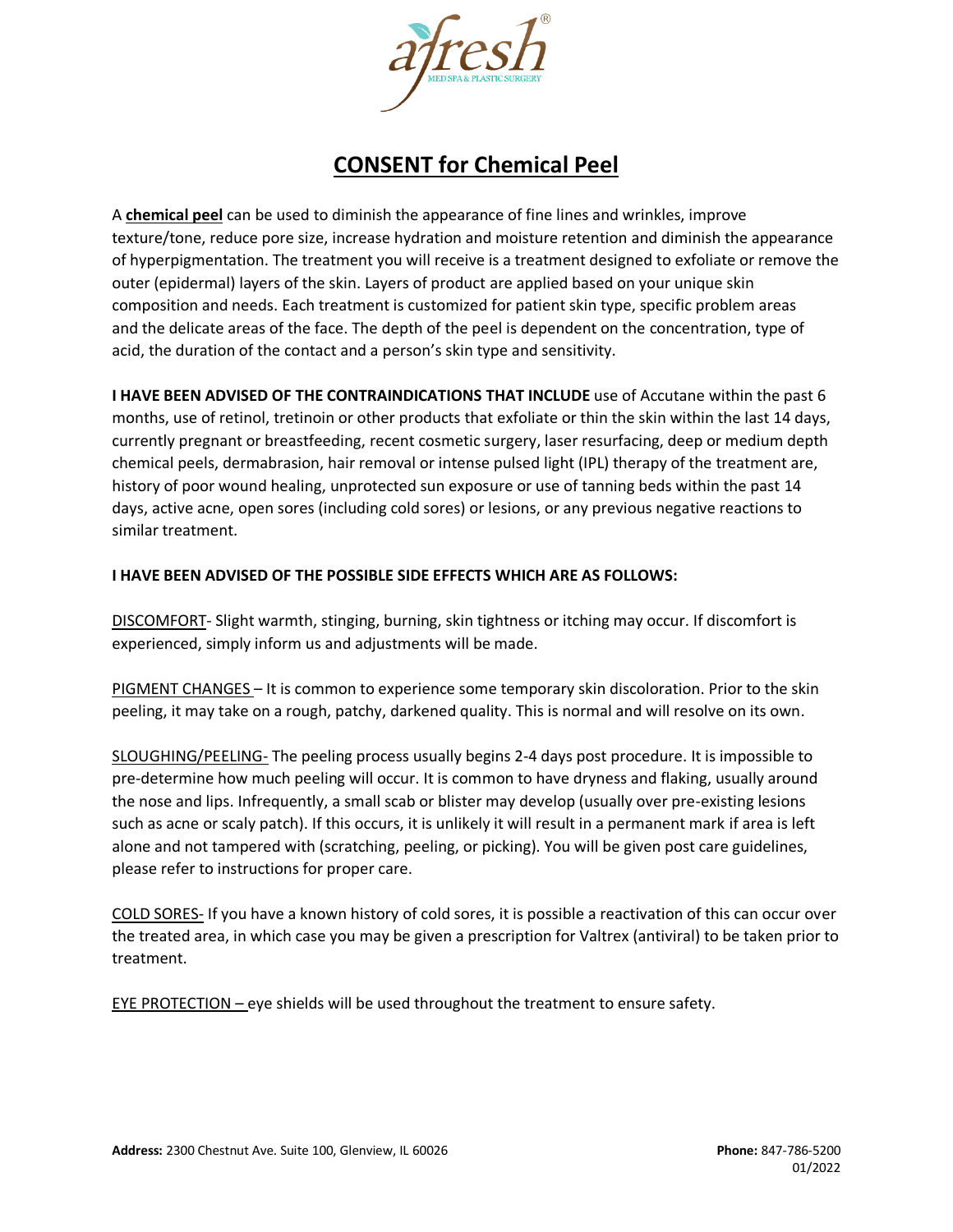# CONSENT for Chemical Peel

A **chemical peel** can be used to diminish the appearance of fine lines and wrinkles, improve texture/tone, reduce pore size, increase hydration and moisture retention and diminish the appearance of hyperpigmentation. The treatment you will receive is a treatment designed to exfoliate or remove the outer (epidermal) layers of the skin. Layers of product are applied based on your unique skin composition and needs. Each treatment is customized for patient skin type, specific problem areas and the delicate areas of the face. The depth of the peel is dependent on the concentration, type of acid, the duration of the contact and a person's skin type and sensitivity.

**I HAVE BEEN ADVISED OF THE CONTRAINDICATIONS THAT INCLUDE** use of Accutane within the past 6 months, use of retinol, tretinoin or other products that exfoliate or thin the skin within the last 14 days, currently pregnant or breastfeeding, recent cosmetic surgery, laser resurfacing, deep or medium depth chemical peels, dermabrasion, hair removal or intense pulsed light (IPL) therapy of the treatment are, history of poor wound healing, unprotected sun exposure or use of tanning beds within the past 14 days, active acne, open sores (including cold sores) or lesions, or any previous negative reactions to similar treatment.

**I HAVE BEEN ADVISED OF THE POSSIBLE SIDE EFFECTS WHICH ARE AS FOLLOWS:**

DISCOMFORT- Slight warmth, stinging, burning, skin tightness or itching may occur. If discomfort is experienced, simply inform us and adjustments will be made.

PIGMENT CHANGES – It is common to experience some temporary skin discoloration. Prior to the skin peeling, it may take on a rough, patchy, darkened quality. This is normal and will resolve on its own.

SLOUGHING/PEELING- The peeling process usually begins 2-4 days post procedure. It is impossible to pre-determine how much peeling will occur. It is common to have dryness and flaking, usually around the nose and lips. Infrequently, a small scab or blister may develop (usually over pre-existing lesions such as acne or scaly patch). If this occurs, it is unlikely it will result in a permanent mark if area is left alone and not tampered with (scratching, peeling, or picking). You will be given post care guidelines, please refer to instructions for proper care.

COLD SORES- If you have a known history of cold sores, it is possible a reactivation of this can occur over the treated area, in which case you may be given a prescription for Valtrex (antiviral) to be taken prior to treatment.

EYE PROTECTION – eye shields will be used throughout the treatment to ensure safety.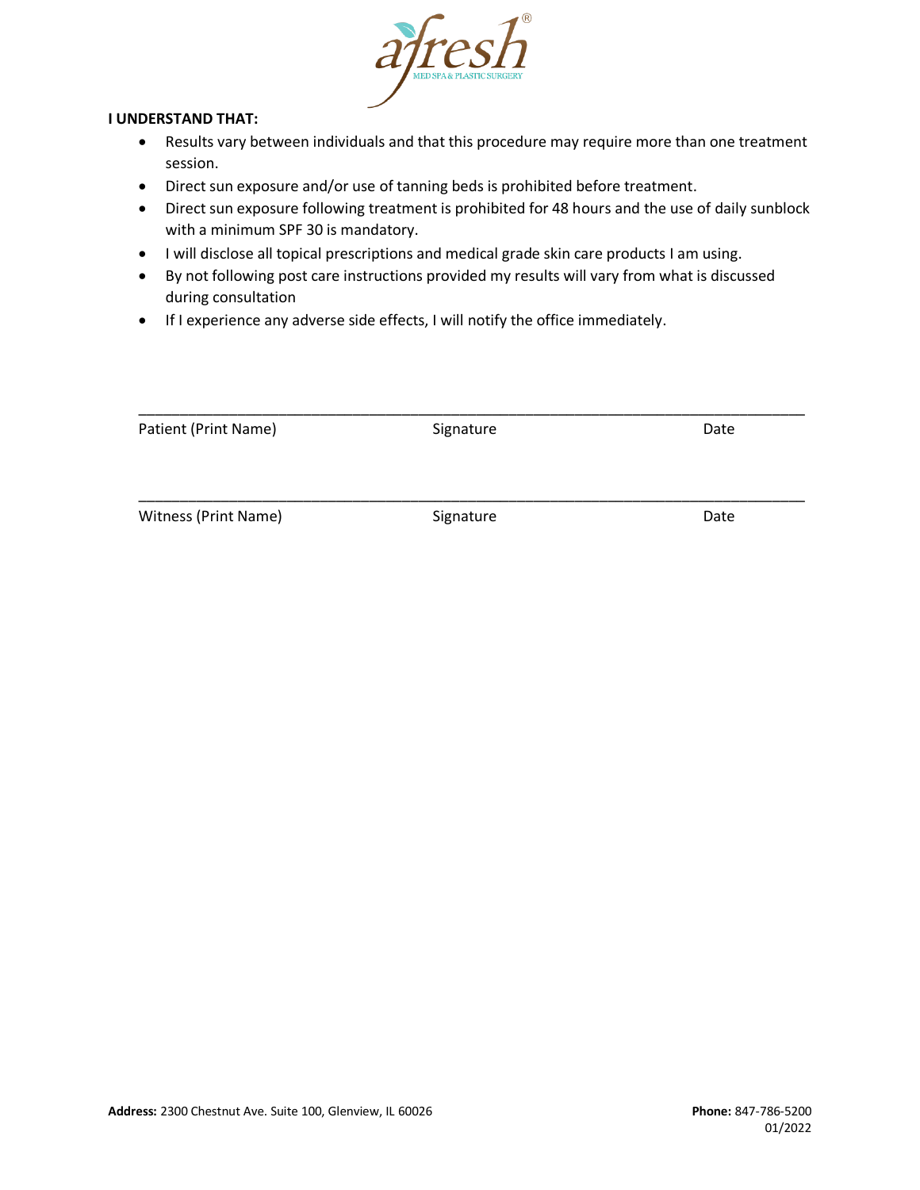**I UNDERSTAND THAT:**

- Results vary between individuals and that this procedure may require more than one treatment session.
- Direct sun exposure and/or use of tanning beds is prohibited before treatment.
- Direct sun exposure following treatment is prohibited for 48 hours and the use of daily sunblock with a minimum SPF 30 is mandatory.
- I will disclose all topical prescriptions and medical grade skin care products I am using.
- By not following post care instructions provided my results will vary from what is discussed during consultation
- If I experience any adverse side effects, I will notify the office immediately.

_______________________________________________________________________________

Patient (Print Name) Signature Date

_______________________________________________________________________________

Witness (Print Name) Signature Date

**Address:** 2300 Chestnut Ave. Suite 100, Glenview, IL 60026

**Phone:** 847-786-5200

01/2022